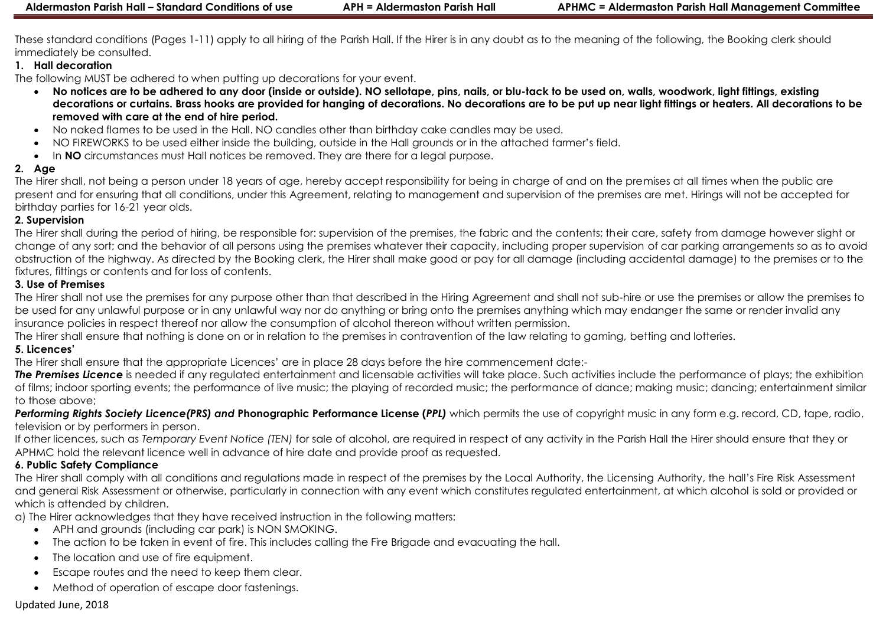These standard conditions (Pages 1-11) apply to all hiring of the Parish Hall. If the Hirer is in any doubt as to the meaning of the following, the Booking clerk should immediately be consulted.

### 1. Hall decoration

The following MUST be adhered to when putting up decorations for your event.

- **No notices are to be adhered to any door (inside or outside). NO sellotape, pins, nails, or blu-tack to be used on, walls, woodwork, light fittings, existing decorations or curtains. Brass hooks are provided for hanging of decorations. No decorations are to be put up near light fittings or heaters. All decorations to be removed with care at the end of hire period.**
- No naked flames to be used in the Hall. NO candles other than birthday cake candles may be used.
- NO FIREWORKS to be used either inside the building, outside in the Hall grounds or in the attached farmer's field.
- In **NO** circumstances must Hall notices be removed. They are there for a legal purpose.

### 2. Age

The Hirer shall, not being a person under 18 years of age, hereby accept responsibility for being in charge of and on the premises at all times when the public are present and for ensuring that all conditions, under this Agreement, relating to management and supervision of the premises are met. Hirings will not be accepted for birthday parties for 16-21 year olds.

### 2. Supervision

The Hirer shall during the period of hiring, be responsible for: supervision of the premises, the fabric and the contents; their care, safety from damage however slight or change of any sort; and the behavior of all persons using the premises whatever their capacity, including proper supervision of car parking arrangements so as to avoid obstruction of the highway. As directed by the Booking clerk, the Hirer shall make good or pay for all damage (including accidental damage) to the premises or to the fixtures, fittings or contents and for loss of contents.

### 3. Use of Premises

The Hirer shall not use the premises for any purpose other than that described in the Hiring Agreement and shall not sub-hire or use the premises or allow the premises to be used for any unlawful purpose or in any unlawful way nor do anything or bring onto the premises anything which may endanger the same or render invalid any insurance policies in respect thereof nor allow the consumption of alcohol thereon without written permission.

The Hirer shall ensure that nothing is done on or in relation to the premises in contravention of the law relating to gaming, betting and lotteries.

### 5. Licences'

The Hirer shall ensure that the appropriate Licences' are in place 28 days before the hire commencement date:-

***The Premises Licence*** is needed if any regulated entertainment and licensable activities will take place. Such activities include the performance of plays; the exhibition of films; indoor sporting events; the performance of live music; the playing of recorded music; the performance of dance; making music; dancing; entertainment similar to those above;

***Performing Rights Society Licence(PRS) and*** **Phonographic Performance License (*PPL*)** which permits the use of copyright music in any form e.g. record, CD, tape, radio, television or by performers in person.

If other licences, such as *Temporary Event Notice (TEN)* for sale of alcohol, are required in respect of any activity in the Parish Hall the Hirer should ensure that they or APHMC hold the relevant licence well in advance of hire date and provide proof as requested.

### 6. Public Safety Compliance

The Hirer shall comply with all conditions and regulations made in respect of the premises by the Local Authority, the Licensing Authority, the hall's Fire Risk Assessment and general Risk Assessment or otherwise, particularly in connection with any event which constitutes regulated entertainment, at which alcohol is sold or provided or which is attended by children.

a) The Hirer acknowledges that they have received instruction in the following matters:

- APH and grounds (including car park) is NON SMOKING.
- The action to be taken in event of fire. This includes calling the Fire Brigade and evacuating the hall.
- The location and use of fire equipment.
- Escape routes and the need to keep them clear.
- Method of operation of escape door fastenings.

Updated June, 2018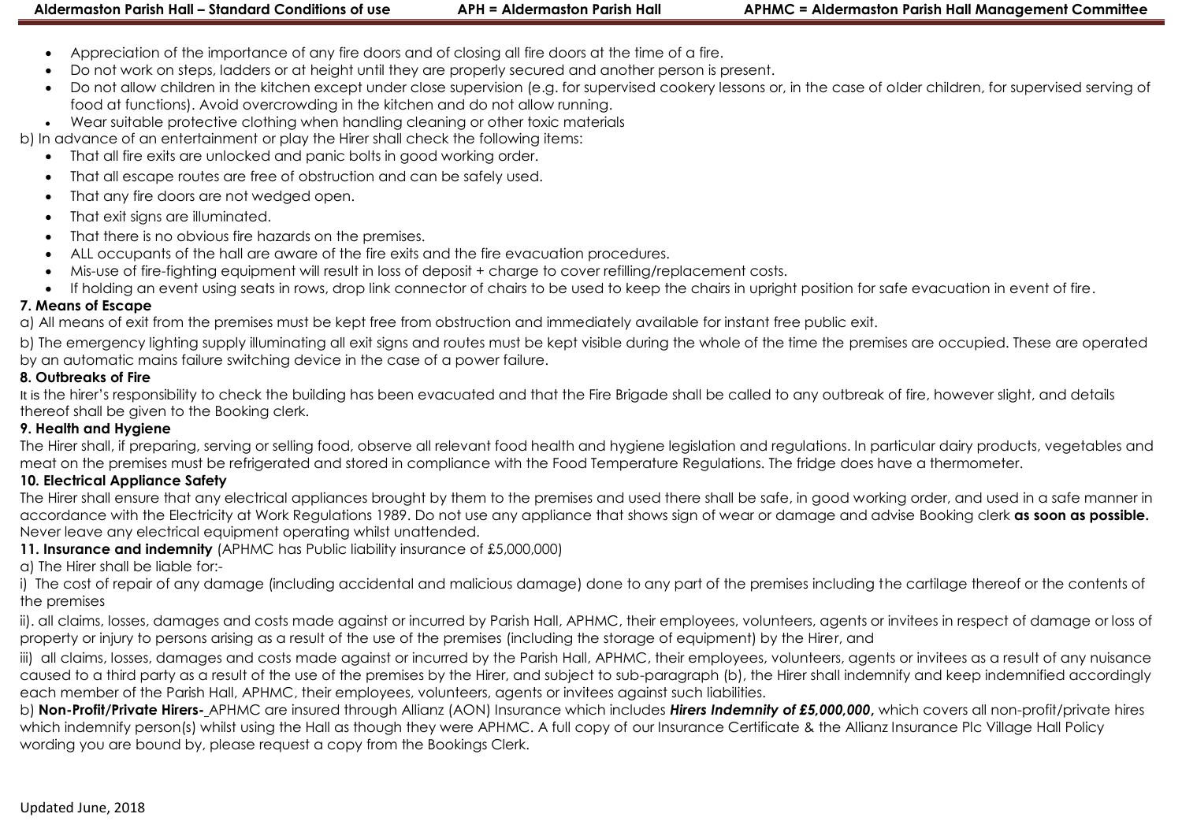- Appreciation of the importance of any fire doors and of closing all fire doors at the time of a fire.
- Do not work on steps, ladders or at height until they are properly secured and another person is present.
- Do not allow children in the kitchen except under close supervision (e.g. for supervised cookery lessons or, in the case of older children, for supervised serving of food at functions). Avoid overcrowding in the kitchen and do not allow running.
- Wear suitable protective clothing when handling cleaning or other toxic materials

b) In advance of an entertainment or play the Hirer shall check the following items:

- That all fire exits are unlocked and panic bolts in good working order.
- That all escape routes are free of obstruction and can be safely used.
- That any fire doors are not wedged open.
- That exit signs are illuminated.
- That there is no obvious fire hazards on the premises.
- ALL occupants of the hall are aware of the fire exits and the fire evacuation procedures.
- Mis-use of fire-fighting equipment will result in loss of deposit + charge to cover refilling/replacement costs.
- If holding an event using seats in rows, drop link connector of chairs to be used to keep the chairs in upright position for safe evacuation in event of fire.

**7. Means of Escape**

a) All means of exit from the premises must be kept free from obstruction and immediately available for instant free public exit.

b) The emergency lighting supply illuminating all exit signs and routes must be kept visible during the whole of the time the premises are occupied. These are operated by an automatic mains failure switching device in the case of a power failure.

**8. Outbreaks of Fire**

It is the hirer's responsibility to check the building has been evacuated and that the Fire Brigade shall be called to any outbreak of fire, however slight, and details thereof shall be given to the Booking clerk.

**9. Health and Hygiene**

The Hirer shall, if preparing, serving or selling food, observe all relevant food health and hygiene legislation and regulations. In particular dairy products, vegetables and meat on the premises must be refrigerated and stored in compliance with the Food Temperature Regulations. The fridge does have a thermometer.

**10. Electrical Appliance Safety**

The Hirer shall ensure that any electrical appliances brought by them to the premises and used there shall be safe, in good working order, and used in a safe manner in accordance with the Electricity at Work Regulations 1989. Do not use any appliance that shows sign of wear or damage and advise Booking clerk **as soon as possible.** Never leave any electrical equipment operating whilst unattended.

**11. Insurance and indemnity** (APHMC has Public liability insurance of £5,000,000)

a) The Hirer shall be liable for:-

i) The cost of repair of any damage (including accidental and malicious damage) done to any part of the premises including the cartilage thereof or the contents of the premises

ii). all claims, losses, damages and costs made against or incurred by Parish Hall, APHMC, their employees, volunteers, agents or invitees in respect of damage or loss of property or injury to persons arising as a result of the use of the premises (including the storage of equipment) by the Hirer, and

iii) all claims, losses, damages and costs made against or incurred by the Parish Hall, APHMC, their employees, volunteers, agents or invitees as a result of any nuisance caused to a third party as a result of the use of the premises by the Hirer, and subject to sub-paragraph (b), the Hirer shall indemnify and keep indemnified accordingly each member of the Parish Hall, APHMC, their employees, volunteers, agents or invitees against such liabilities.

b) **Non-Profit/Private Hirers-** APHMC are insured through Allianz (AON) Insurance which includes ***Hirers Indemnity of £5,000,000*,** which covers all non-profit/private hires which indemnify person(s) whilst using the Hall as though they were APHMC. A full copy of our Insurance Certificate & the Allianz Insurance Plc Village Hall Policy wording you are bound by, please request a copy from the Bookings Clerk.

Updated June, 2018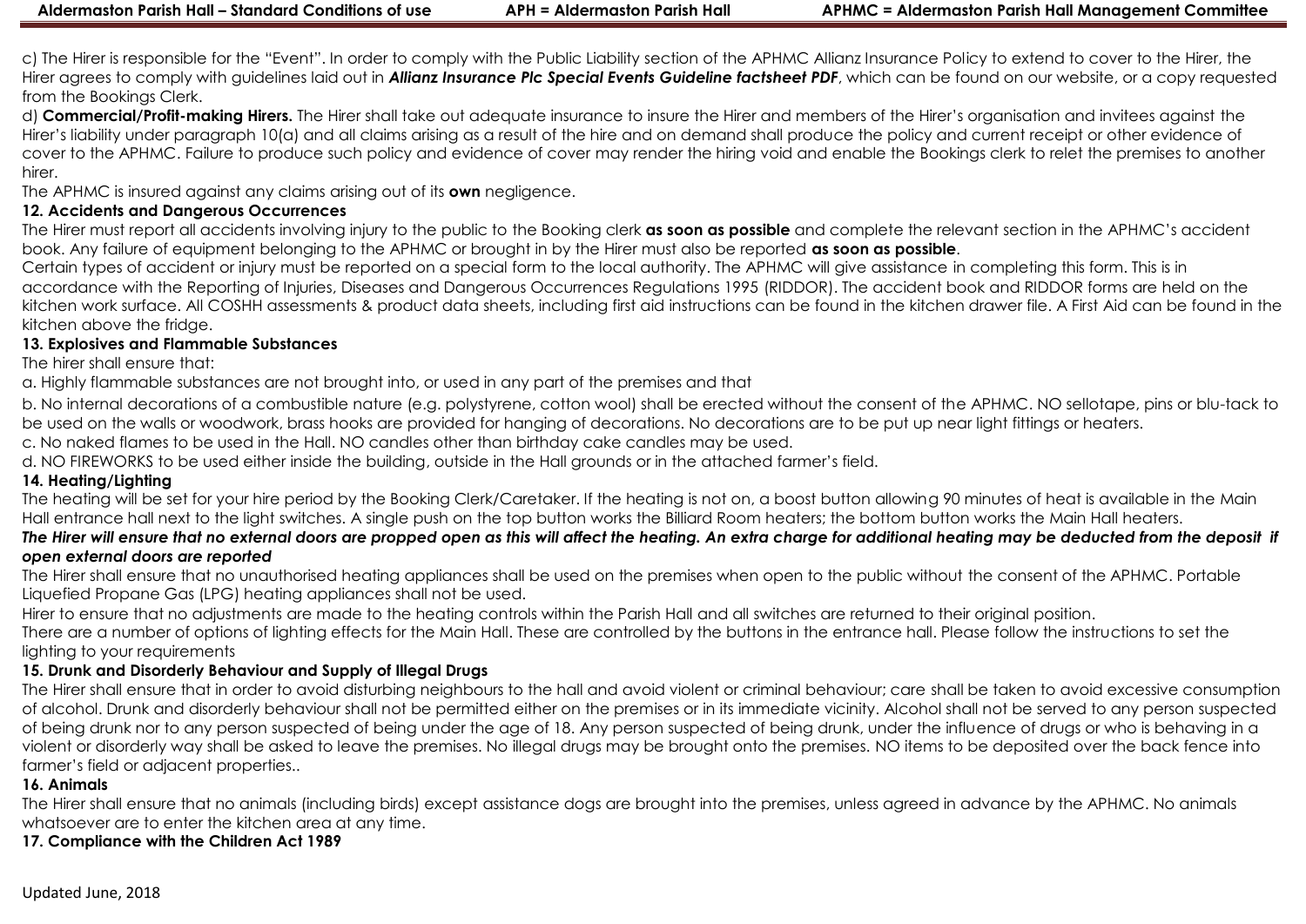c) The Hirer is responsible for the "Event". In order to comply with the Public Liability section of the APHMC Allianz Insurance Policy to extend to cover to the Hirer, the Hirer agrees to comply with guidelines laid out in ***Allianz Insurance Plc Special Events Guideline factsheet PDF***, which can be found on our website, or a copy requested from the Bookings Clerk.

d) **Commercial/Profit-making Hirers.** The Hirer shall take out adequate insurance to insure the Hirer and members of the Hirer's organisation and invitees against the Hirer's liability under paragraph 10(a) and all claims arising as a result of the hire and on demand shall produce the policy and current receipt or other evidence of cover to the APHMC. Failure to produce such policy and evidence of cover may render the hiring void and enable the Bookings clerk to relet the premises to another hirer.

The APHMC is insured against any claims arising out of its **own** negligence.

### 12. Accidents and Dangerous Occurrences

The Hirer must report all accidents involving injury to the public to the Booking clerk **as soon as possible** and complete the relevant section in the APHMC's accident book. Any failure of equipment belonging to the APHMC or brought in by the Hirer must also be reported **as soon as possible**.

Certain types of accident or injury must be reported on a special form to the local authority. The APHMC will give assistance in completing this form. This is in accordance with the Reporting of Injuries, Diseases and Dangerous Occurrences Regulations 1995 (RIDDOR). The accident book and RIDDOR forms are held on the kitchen work surface. All COSHH assessments & product data sheets, including first aid instructions can be found in the kitchen drawer file. A First Aid can be found in the kitchen above the fridge.

### 13. Explosives and Flammable Substances

The hirer shall ensure that:

a. Highly flammable substances are not brought into, or used in any part of the premises and that

b. No internal decorations of a combustible nature (e.g. polystyrene, cotton wool) shall be erected without the consent of the APHMC. NO sellotape, pins or blu-tack to be used on the walls or woodwork, brass hooks are provided for hanging of decorations. No decorations are to be put up near light fittings or heaters.

c. No naked flames to be used in the Hall. NO candles other than birthday cake candles may be used.

d. NO FIREWORKS to be used either inside the building, outside in the Hall grounds or in the attached farmer's field.

### 14. Heating/Lighting

The heating will be set for your hire period by the Booking Clerk/Caretaker. If the heating is not on, a boost button allowing 90 minutes of heat is available in the Main Hall entrance hall next to the light switches. A single push on the top button works the Billiard Room heaters; the bottom button works the Main Hall heaters.

***The Hirer will ensure that no external doors are propped open as this will affect the heating. An extra charge for additional heating may be deducted from the deposit if open external doors are reported***

The Hirer shall ensure that no unauthorised heating appliances shall be used on the premises when open to the public without the consent of the APHMC. Portable Liquefied Propane Gas (LPG) heating appliances shall not be used.

Hirer to ensure that no adjustments are made to the heating controls within the Parish Hall and all switches are returned to their original position.

There are a number of options of lighting effects for the Main Hall. These are controlled by the buttons in the entrance hall. Please follow the instructions to set the lighting to your requirements

### 15. Drunk and Disorderly Behaviour and Supply of Illegal Drugs

The Hirer shall ensure that in order to avoid disturbing neighbours to the hall and avoid violent or criminal behaviour; care shall be taken to avoid excessive consumption of alcohol. Drunk and disorderly behaviour shall not be permitted either on the premises or in its immediate vicinity. Alcohol shall not be served to any person suspected of being drunk nor to any person suspected of being under the age of 18. Any person suspected of being drunk, under the influence of drugs or who is behaving in a violent or disorderly way shall be asked to leave the premises. No illegal drugs may be brought onto the premises. NO items to be deposited over the back fence into farmer's field or adjacent properties..

### 16. Animals

The Hirer shall ensure that no animals (including birds) except assistance dogs are brought into the premises, unless agreed in advance by the APHMC. No animals whatsoever are to enter the kitchen area at any time.

### 17. Compliance with the Children Act 1989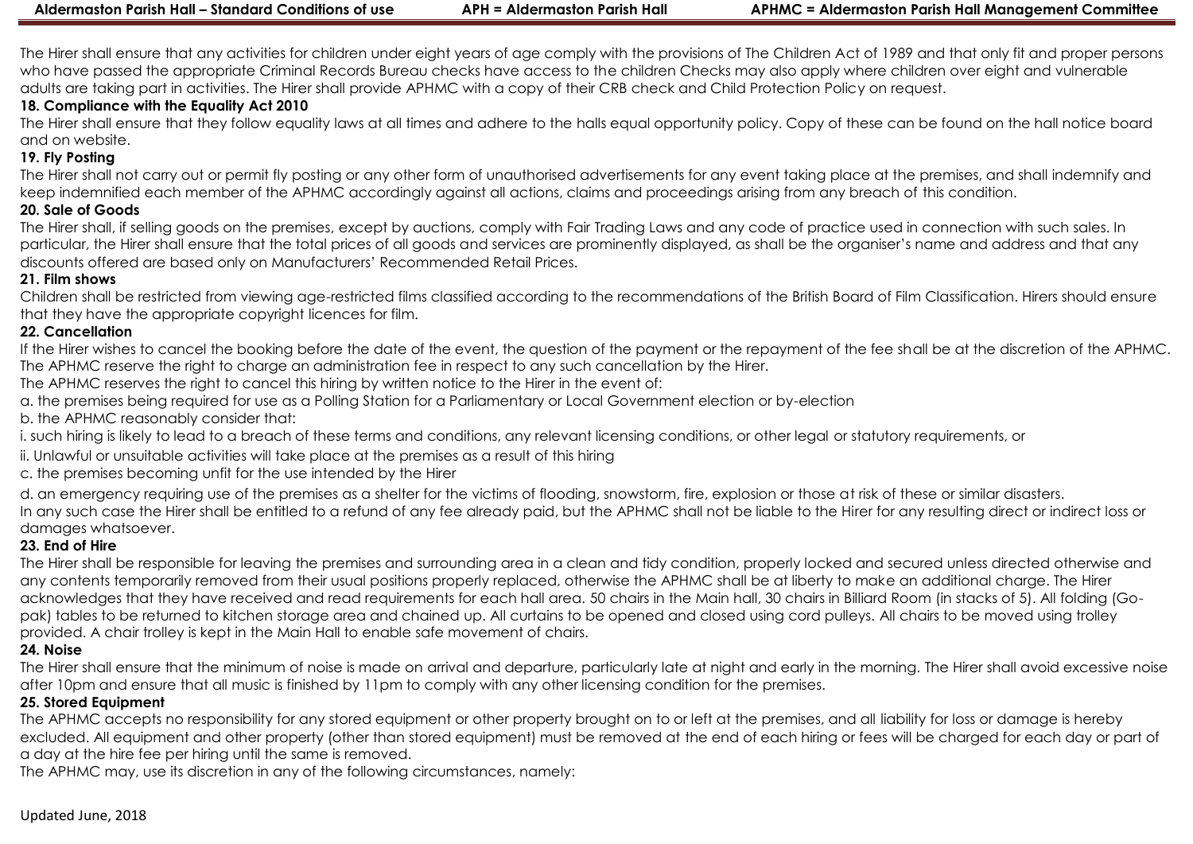The Hirer shall ensure that any activities for children under eight years of age comply with the provisions of The Children Act of 1989 and that only fit and proper persons who have passed the appropriate Criminal Records Bureau checks have access to the children Checks may also apply where children over eight and vulnerable adults are taking part in activities. The Hirer shall provide APHMC with a copy of their CRB check and Child Protection Policy on request.

**18. Compliance with the Equality Act 2010**

The Hirer shall ensure that they follow equality laws at all times and adhere to the halls equal opportunity policy. Copy of these can be found on the hall notice board and on website.

**19. Fly Posting**

The Hirer shall not carry out or permit fly posting or any other form of unauthorised advertisements for any event taking place at the premises, and shall indemnify and keep indemnified each member of the APHMC accordingly against all actions, claims and proceedings arising from any breach of this condition.

**20. Sale of Goods**

The Hirer shall, if selling goods on the premises, except by auctions, comply with Fair Trading Laws and any code of practice used in connection with such sales. In particular, the Hirer shall ensure that the total prices of all goods and services are prominently displayed, as shall be the organiser's name and address and that any discounts offered are based only on Manufacturers' Recommended Retail Prices.

**21. Film shows**

Children shall be restricted from viewing age-restricted films classified according to the recommendations of the British Board of Film Classification. Hirers should ensure that they have the appropriate copyright licences for film.

**22. Cancellation**

If the Hirer wishes to cancel the booking before the date of the event, the question of the payment or the repayment of the fee shall be at the discretion of the APHMC. The APHMC reserve the right to charge an administration fee in respect to any such cancellation by the Hirer.

The APHMC reserves the right to cancel this hiring by written notice to the Hirer in the event of:

a. the premises being required for use as a Polling Station for a Parliamentary or Local Government election or by-election

b. the APHMC reasonably consider that:

i. such hiring is likely to lead to a breach of these terms and conditions, any relevant licensing conditions, or other legal or statutory requirements, or

ii. Unlawful or unsuitable activities will take place at the premises as a result of this hiring

c. the premises becoming unfit for the use intended by the Hirer

d. an emergency requiring use of the premises as a shelter for the victims of flooding, snowstorm, fire, explosion or those at risk of these or similar disasters.

In any such case the Hirer shall be entitled to a refund of any fee already paid, but the APHMC shall not be liable to the Hirer for any resulting direct or indirect loss or damages whatsoever.

**23. End of Hire**

The Hirer shall be responsible for leaving the premises and surrounding area in a clean and tidy condition, properly locked and secured unless directed otherwise and any contents temporarily removed from their usual positions properly replaced, otherwise the APHMC shall be at liberty to make an additional charge. The Hirer acknowledges that they have received and read requirements for each hall area. 50 chairs in the Main hall, 30 chairs in Billiard Room (in stacks of 5). All folding (Go-pak) tables to be returned to kitchen storage area and chained up. All curtains to be opened and closed using cord pulleys. All chairs to be moved using trolley provided. A chair trolley is kept in the Main Hall to enable safe movement of chairs.

**24. Noise**

The Hirer shall ensure that the minimum of noise is made on arrival and departure, particularly late at night and early in the morning. The Hirer shall avoid excessive noise after 10pm and ensure that all music is finished by 11pm to comply with any other licensing condition for the premises.

**25. Stored Equipment**

The APHMC accepts no responsibility for any stored equipment or other property brought on to or left at the premises, and all liability for loss or damage is hereby excluded. All equipment and other property (other than stored equipment) must be removed at the end of each hiring or fees will be charged for each day or part of a day at the hire fee per hiring until the same is removed.

The APHMC may, use its discretion in any of the following circumstances, namely: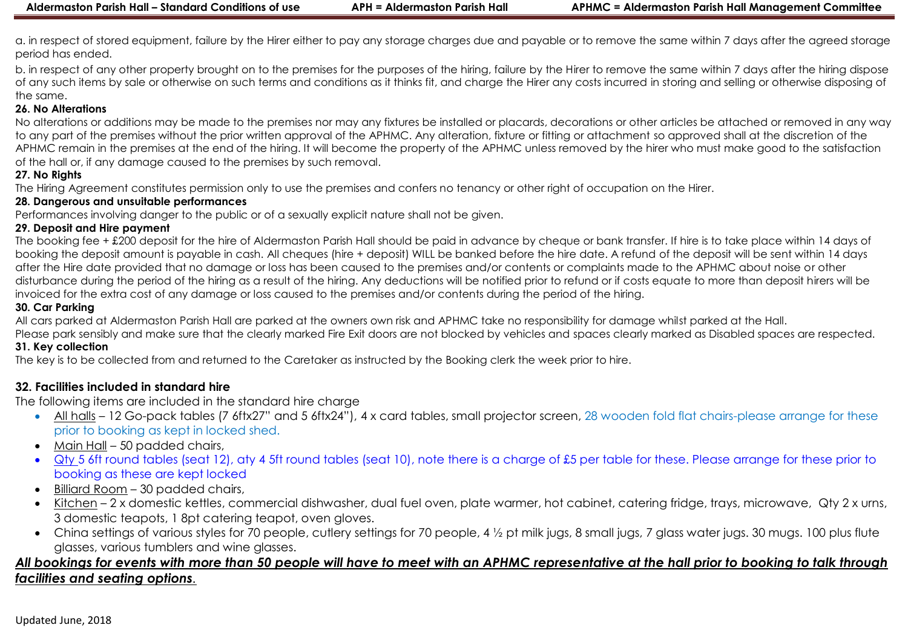a. in respect of stored equipment, failure by the Hirer either to pay any storage charges due and payable or to remove the same within 7 days after the agreed storage period has ended.

b. in respect of any other property brought on to the premises for the purposes of the hiring, failure by the Hirer to remove the same within 7 days after the hiring dispose of any such items by sale or otherwise on such terms and conditions as it thinks fit, and charge the Hirer any costs incurred in storing and selling or otherwise disposing of the same.

**26. No Alterations**

No alterations or additions may be made to the premises nor may any fixtures be installed or placards, decorations or other articles be attached or removed in any way to any part of the premises without the prior written approval of the APHMC. Any alteration, fixture or fitting or attachment so approved shall at the discretion of the APHMC remain in the premises at the end of the hiring. It will become the property of the APHMC unless removed by the hirer who must make good to the satisfaction of the hall or, if any damage caused to the premises by such removal.

**27. No Rights**

The Hiring Agreement constitutes permission only to use the premises and confers no tenancy or other right of occupation on the Hirer.

**28. Dangerous and unsuitable performances**

Performances involving danger to the public or of a sexually explicit nature shall not be given.

**29. Deposit and Hire payment**

The booking fee + £200 deposit for the hire of Aldermaston Parish Hall should be paid in advance by cheque or bank transfer. If hire is to take place within 14 days of booking the deposit amount is payable in cash. All cheques (hire + deposit) WILL be banked before the hire date. A refund of the deposit will be sent within 14 days after the Hire date provided that no damage or loss has been caused to the premises and/or contents or complaints made to the APHMC about noise or other disturbance during the period of the hiring as a result of the hiring. Any deductions will be notified prior to refund or if costs equate to more than deposit hirers will be invoiced for the extra cost of any damage or loss caused to the premises and/or contents during the period of the hiring.

**30. Car Parking**

All cars parked at Aldermaston Parish Hall are parked at the owners own risk and APHMC take no responsibility for damage whilst parked at the Hall.

Please park sensibly and make sure that the clearly marked Fire Exit doors are not blocked by vehicles and spaces clearly marked as Disabled spaces are respected.

**31. Key collection**

The key is to be collected from and returned to the Caretaker as instructed by the Booking clerk the week prior to hire.

**32. Facilities included in standard hire**

The following items are included in the standard hire charge

- All halls – 12 Go-pack tables (7 6ftx27" and 5 6ftx24"), 4 x card tables, small projector screen, 28 wooden fold flat chairs-please arrange for these prior to booking as kept in locked shed.
- Main Hall – 50 padded chairs,
- Qty 5 6ft round tables (seat 12), qty 4 5ft round tables (seat 10), note there is a charge of £5 per table for these. Please arrange for these prior to booking as these are kept locked
- Billiard Room – 30 padded chairs,
- Kitchen – 2 x domestic kettles, commercial dishwasher, dual fuel oven, plate warmer, hot cabinet, catering fridge, trays, microwave, Qty 2 x urns, 3 domestic teapots, 1 8pt catering teapot, oven gloves.
- China settings of various styles for 70 people, cutlery settings for 70 people, 4 ½ pt milk jugs, 8 small jugs, 7 glass water jugs. 30 mugs. 100 plus flute glasses, various tumblers and wine glasses.

***All bookings for events with more than 50 people will have to meet with an APHMC representative at the hall prior to booking to talk through facilities and seating options.***

Updated June, 2018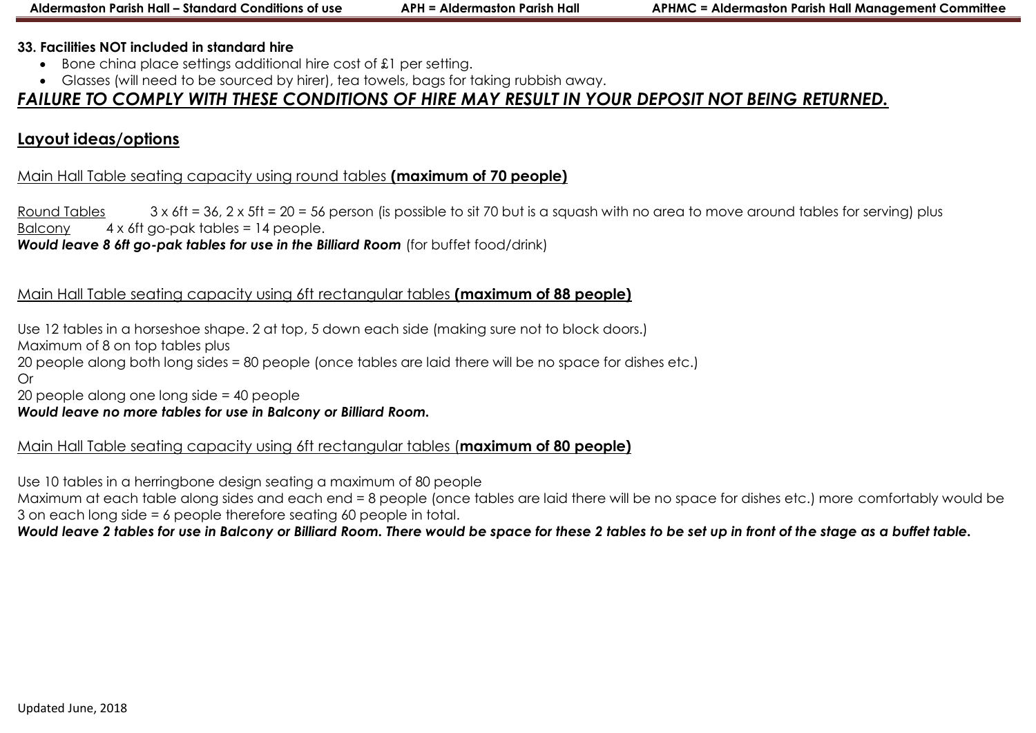**33. Facilities NOT included in standard hire**

- Bone china place settings additional hire cost of £1 per setting.
- Glasses (will need to be sourced by hirer), tea towels, bags for taking rubbish away.

***FAILURE TO COMPLY WITH THESE CONDITIONS OF HIRE MAY RESULT IN YOUR DEPOSIT NOT BEING RETURNED.***

## Layout ideas/options

Main Hall Table seating capacity using round tables **(maximum of 70 people)**

Round Tables 3 x 6ft = 36, 2 x 5ft = 20 = 56 person (is possible to sit 70 but is a squash with no area to move around tables for serving) plus
Balcony 4 x 6ft go-pak tables = 14 people.
***Would leave 8 6ft go-pak tables for use in the Billiard Room*** (for buffet food/drink)

Main Hall Table seating capacity using 6ft rectangular tables **(maximum of 88 people)**

Use 12 tables in a horseshoe shape. 2 at top, 5 down each side (making sure not to block doors.)
Maximum of 8 on top tables plus
20 people along both long sides = 80 people (once tables are laid there will be no space for dishes etc.)
Or
20 people along one long side = 40 people
***Would leave no more tables for use in Balcony or Billiard Room.***

Main Hall Table seating capacity using 6ft rectangular tables (**maximum of 80 people)**

Use 10 tables in a herringbone design seating a maximum of 80 people
Maximum at each table along sides and each end = 8 people (once tables are laid there will be no space for dishes etc.) more comfortably would be 3 on each long side = 6 people therefore seating 60 people in total.
***Would leave 2 tables for use in Balcony or Billiard Room. There would be space for these 2 tables to be set up in front of the stage as a buffet table.***

Updated June, 2018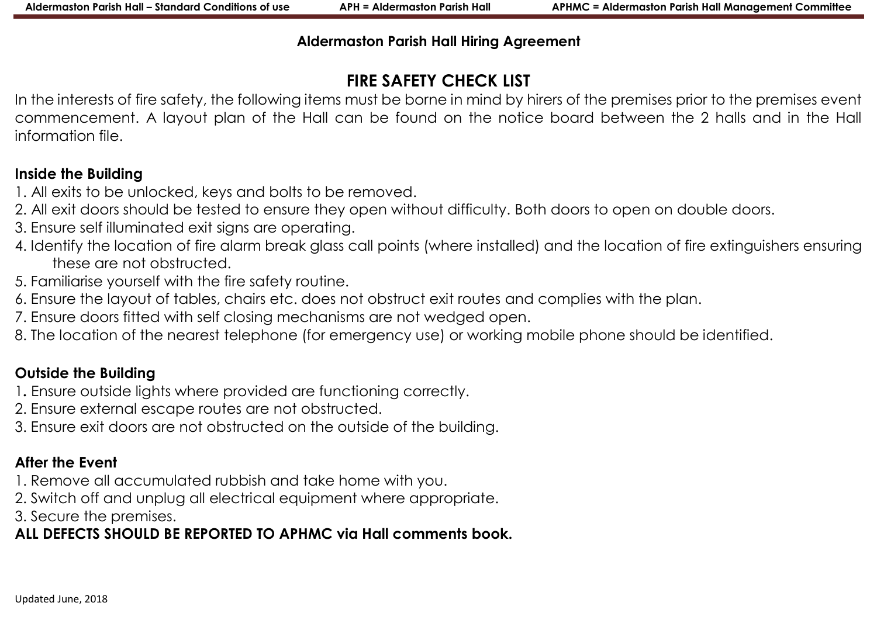**Aldermaston Parish Hall Hiring Agreement**

# FIRE SAFETY CHECK LIST

In the interests of fire safety, the following items must be borne in mind by hirers of the premises prior to the premises event commencement. A layout plan of the Hall can be found on the notice board between the 2 halls and in the Hall information file.

## Inside the Building

1. All exits to be unlocked, keys and bolts to be removed.
2. All exit doors should be tested to ensure they open without difficulty. Both doors to open on double doors.
3. Ensure self illuminated exit signs are operating.
4. Identify the location of fire alarm break glass call points (where installed) and the location of fire extinguishers ensuring these are not obstructed.
5. Familiarise yourself with the fire safety routine.
6. Ensure the layout of tables, chairs etc. does not obstruct exit routes and complies with the plan.
7. Ensure doors fitted with self closing mechanisms are not wedged open.
8. The location of the nearest telephone (for emergency use) or working mobile phone should be identified.

## Outside the Building

1. Ensure outside lights where provided are functioning correctly.
2. Ensure external escape routes are not obstructed.
3. Ensure exit doors are not obstructed on the outside of the building.

## After the Event

1. Remove all accumulated rubbish and take home with you.
2. Switch off and unplug all electrical equipment where appropriate.
3. Secure the premises.

**ALL DEFECTS SHOULD BE REPORTED TO APHMC via Hall comments book.**

Updated June, 2018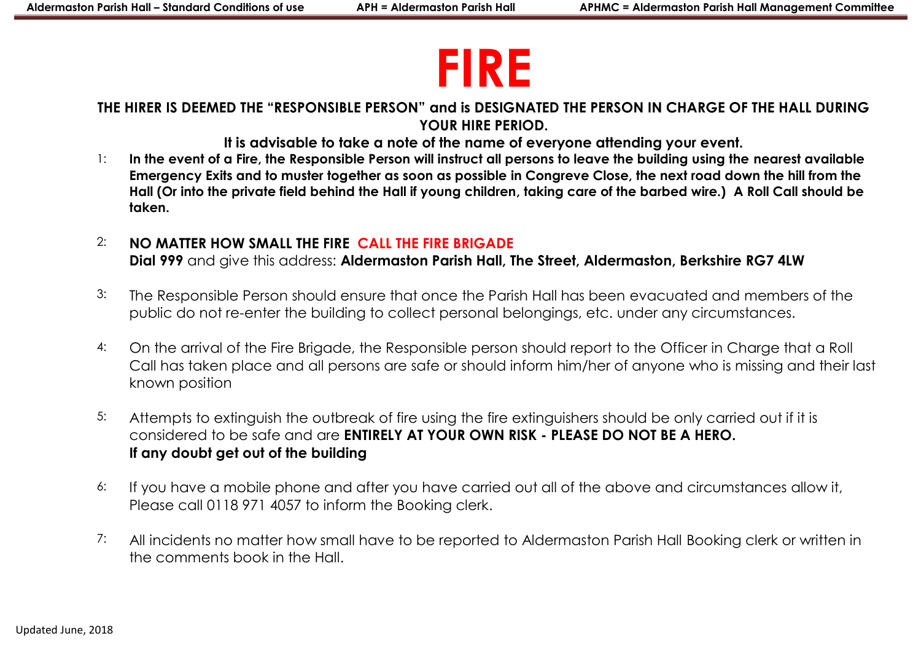# FIRE

**THE HIRER IS DEEMED THE "RESPONSIBLE PERSON" and is DESIGNATED THE PERSON IN CHARGE OF THE HALL DURING YOUR HIRE PERIOD.**

**It is advisable to take a note of the name of everyone attending your event.**

1: **In the event of a Fire, the Responsible Person will instruct all persons to leave the building using the nearest available Emergency Exits and to muster together as soon as possible in Congreve Close, the next road down the hill from the Hall (Or into the private field behind the Hall if young children, taking care of the barbed wire.) A Roll Call should be taken.**

2: **NO MATTER HOW SMALL THE FIRE CALL THE FIRE BRIGADE**
**Dial 999** and give this address: **Aldermaston Parish Hall, The Street, Aldermaston, Berkshire RG7 4LW**

3: The Responsible Person should ensure that once the Parish Hall has been evacuated and members of the public do not re-enter the building to collect personal belongings, etc. under any circumstances.

4: On the arrival of the Fire Brigade, the Responsible person should report to the Officer in Charge that a Roll Call has taken place and all persons are safe or should inform him/her of anyone who is missing and their last known position

5: Attempts to extinguish the outbreak of fire using the fire extinguishers should be only carried out if it is considered to be safe and are **ENTIRELY AT YOUR OWN RISK - PLEASE DO NOT BE A HERO.**
**If any doubt get out of the building**

6: If you have a mobile phone and after you have carried out all of the above and circumstances allow it, Please call 0118 971 4057 to inform the Booking clerk.

7: All incidents no matter how small have to be reported to Aldermaston Parish Hall Booking clerk or written in the comments book in the Hall.

Updated June, 2018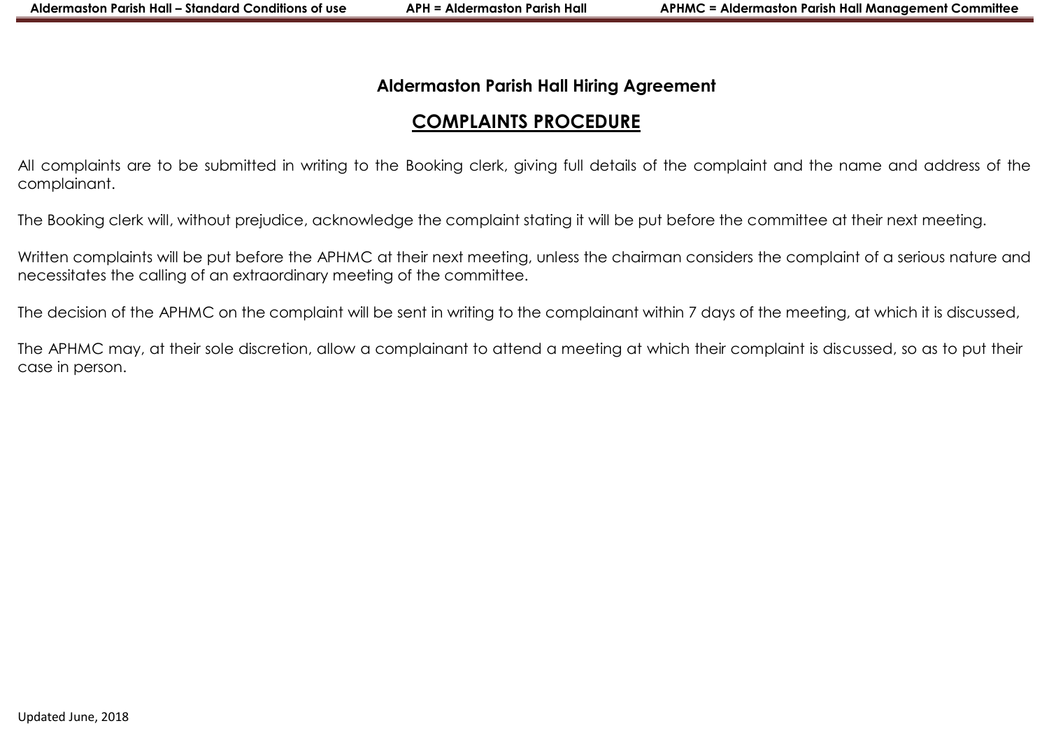## Aldermaston Parish Hall Hiring Agreement

## COMPLAINTS PROCEDURE

All complaints are to be submitted in writing to the Booking clerk, giving full details of the complaint and the name and address of the complainant.

The Booking clerk will, without prejudice, acknowledge the complaint stating it will be put before the committee at their next meeting.

Written complaints will be put before the APHMC at their next meeting, unless the chairman considers the complaint of a serious nature and necessitates the calling of an extraordinary meeting of the committee.

The decision of the APHMC on the complaint will be sent in writing to the complainant within 7 days of the meeting, at which it is discussed,

The APHMC may, at their sole discretion, allow a complainant to attend a meeting at which their complaint is discussed, so as to put their case in person.

Updated June, 2018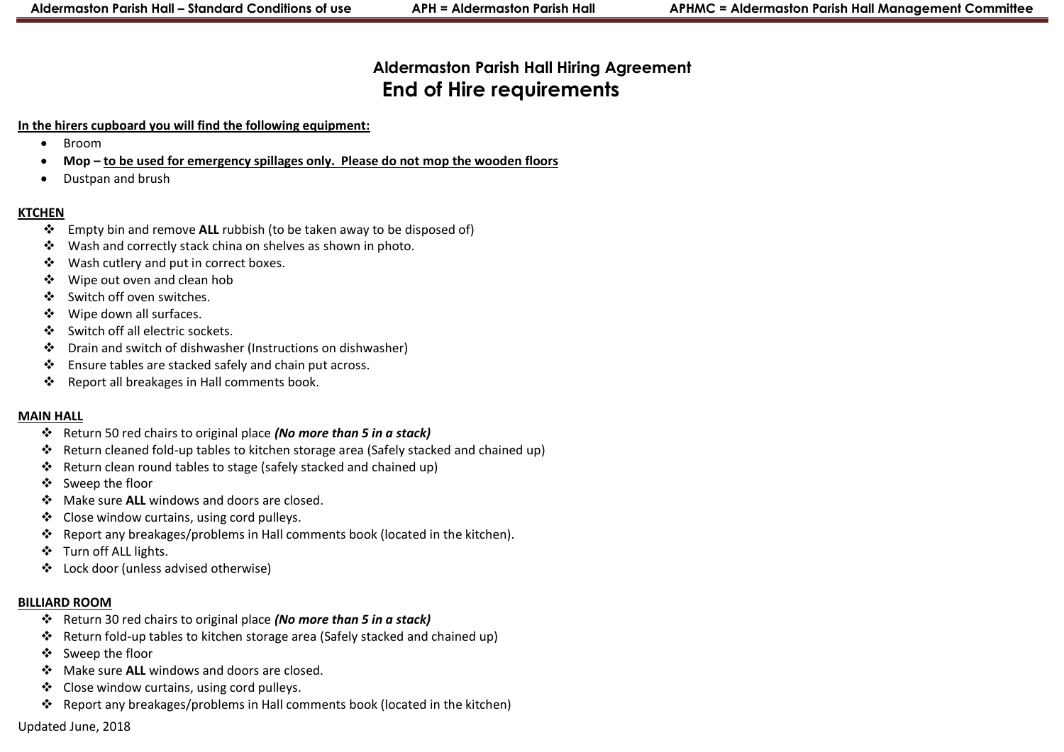# Aldermaston Parish Hall Hiring Agreement
## End of Hire requirements

**In the hirers cupboard you will find the following equipment:**

- Broom
- **Mop – to be used for emergency spillages only. Please do not mop the wooden floors**
- Dustpan and brush

**KTCHEN**

- Empty bin and remove **ALL** rubbish (to be taken away to be disposed of)
- Wash and correctly stack china on shelves as shown in photo.
- Wash cutlery and put in correct boxes.
- Wipe out oven and clean hob
- Switch off oven switches.
- Wipe down all surfaces.
- Switch off all electric sockets.
- Drain and switch of dishwasher (Instructions on dishwasher)
- Ensure tables are stacked safely and chain put across.
- Report all breakages in Hall comments book.

**MAIN HALL**

- Return 50 red chairs to original place ***(No more than 5 in a stack)***
- Return cleaned fold-up tables to kitchen storage area (Safely stacked and chained up)
- Return clean round tables to stage (safely stacked and chained up)
- Sweep the floor
- Make sure **ALL** windows and doors are closed.
- Close window curtains, using cord pulleys.
- Report any breakages/problems in Hall comments book (located in the kitchen).
- Turn off ALL lights.
- Lock door (unless advised otherwise)

**BILLIARD ROOM**

- Return 30 red chairs to original place ***(No more than 5 in a stack)***
- Return fold-up tables to kitchen storage area (Safely stacked and chained up)
- Sweep the floor
- Make sure **ALL** windows and doors are closed.
- Close window curtains, using cord pulleys.
- Report any breakages/problems in Hall comments book (located in the kitchen)

Updated June, 2018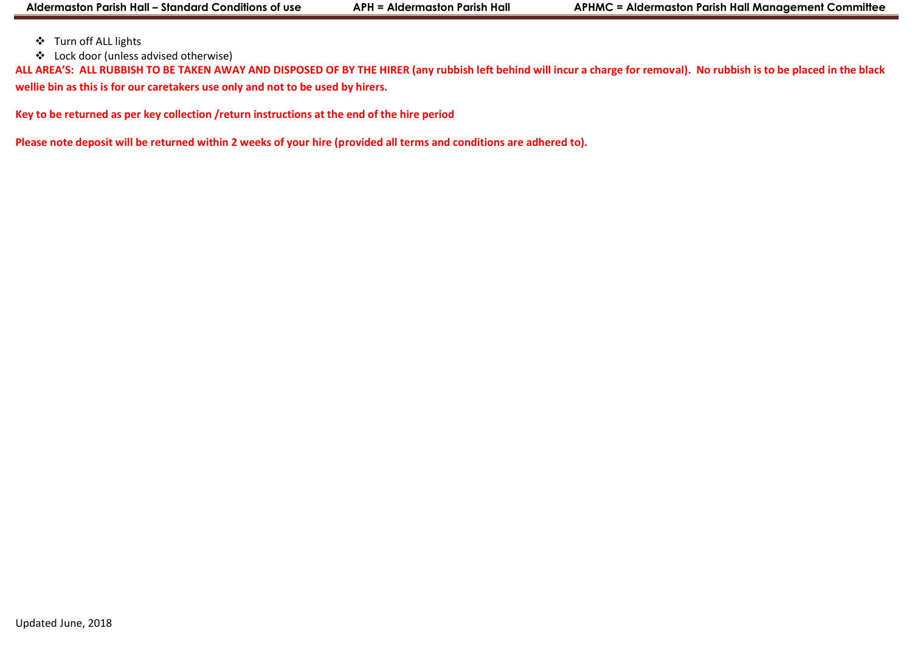- Turn off ALL lights
- Lock door (unless advised otherwise)

**ALL AREA'S: ALL RUBBISH TO BE TAKEN AWAY AND DISPOSED OF BY THE HIRER (any rubbish left behind will incur a charge for removal). No rubbish is to be placed in the black wellie bin as this is for our caretakers use only and not to be used by hirers.**

**Key to be returned as per key collection /return instructions at the end of the hire period**

**Please note deposit will be returned within 2 weeks of your hire (provided all terms and conditions are adhered to).**

Updated June, 2018